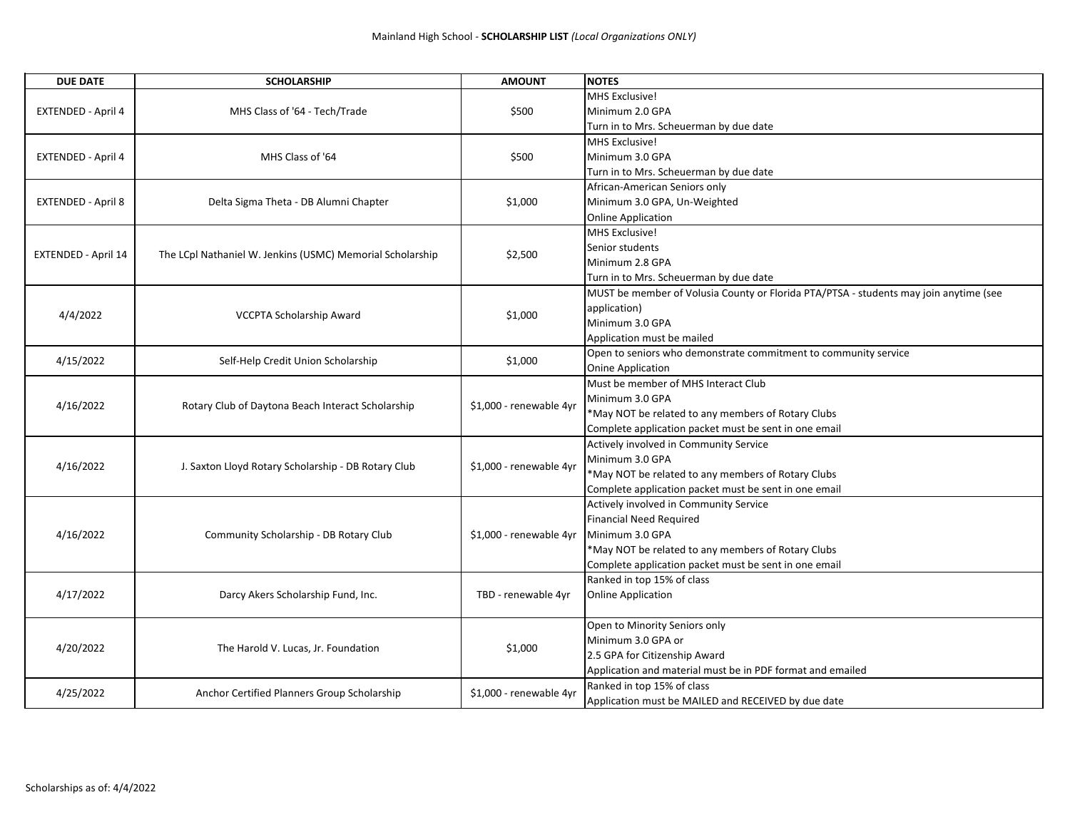Mainland High School - **SCHOLARSHIP LIST** *(Local Organizations ONLY)*

| DUE DATE | SCHOLARSHIP | AMOUNT | NOTES |
|---|---|---|---|
| EXTENDED - April 4 | MHS Class of '64 - Tech/Trade | $500 | MHS Exclusive!<br>Minimum 2.0 GPA<br>Turn in to Mrs. Scheuerman by due date |
| EXTENDED - April 4 | MHS Class of '64 | $500 | MHS Exclusive!<br>Minimum 3.0 GPA<br>Turn in to Mrs. Scheuerman by due date |
| EXTENDED - April 8 | Delta Sigma Theta - DB Alumni Chapter | $1,000 | African-American Seniors only<br>Minimum 3.0 GPA, Un-Weighted<br>Online Application |
| EXTENDED - April 14 | The LCpl Nathaniel W. Jenkins (USMC) Memorial Scholarship | $2,500 | MHS Exclusive!<br>Senior students<br>Minimum 2.8 GPA<br>Turn in to Mrs. Scheuerman by due date |
| 4/4/2022 | VCCPTA Scholarship Award | $1,000 | MUST be member of Volusia County or Florida PTA/PTSA - students may join anytime (see application)<br>Minimum 3.0 GPA<br>Application must be mailed |
| 4/15/2022 | Self-Help Credit Union Scholarship | $1,000 | Open to seniors who demonstrate commitment to community service<br>Onine Application |
| 4/16/2022 | Rotary Club of Daytona Beach Interact Scholarship | $1,000 - renewable 4yr | Must be member of MHS Interact Club<br>Minimum 3.0 GPA<br>*May NOT be related to any members of Rotary Clubs<br>Complete application packet must be sent in one email |
| 4/16/2022 | J. Saxton Lloyd Rotary Scholarship - DB Rotary Club | $1,000 - renewable 4yr | Actively involved in Community Service<br>Minimum 3.0 GPA<br>*May NOT be related to any members of Rotary Clubs<br>Complete application packet must be sent in one email |
| 4/16/2022 | Community Scholarship - DB Rotary Club | $1,000 - renewable 4yr | Actively involved in Community Service<br>Financial Need Required<br>Minimum 3.0 GPA<br>*May NOT be related to any members of Rotary Clubs<br>Complete application packet must be sent in one email |
| 4/17/2022 | Darcy Akers Scholarship Fund, Inc. | TBD - renewable 4yr | Ranked in top 15% of class<br>Online Application |
| 4/20/2022 | The Harold V. Lucas, Jr. Foundation | $1,000 | Open to Minority Seniors only<br>Minimum 3.0 GPA or<br>2.5 GPA for Citizenship Award<br>Application and material must be in PDF format and emailed |
| 4/25/2022 | Anchor Certified Planners Group Scholarship | $1,000 - renewable 4yr | Ranked in top 15% of class<br>Application must be MAILED and RECEIVED by due date |

Scholarships as of: 4/4/2022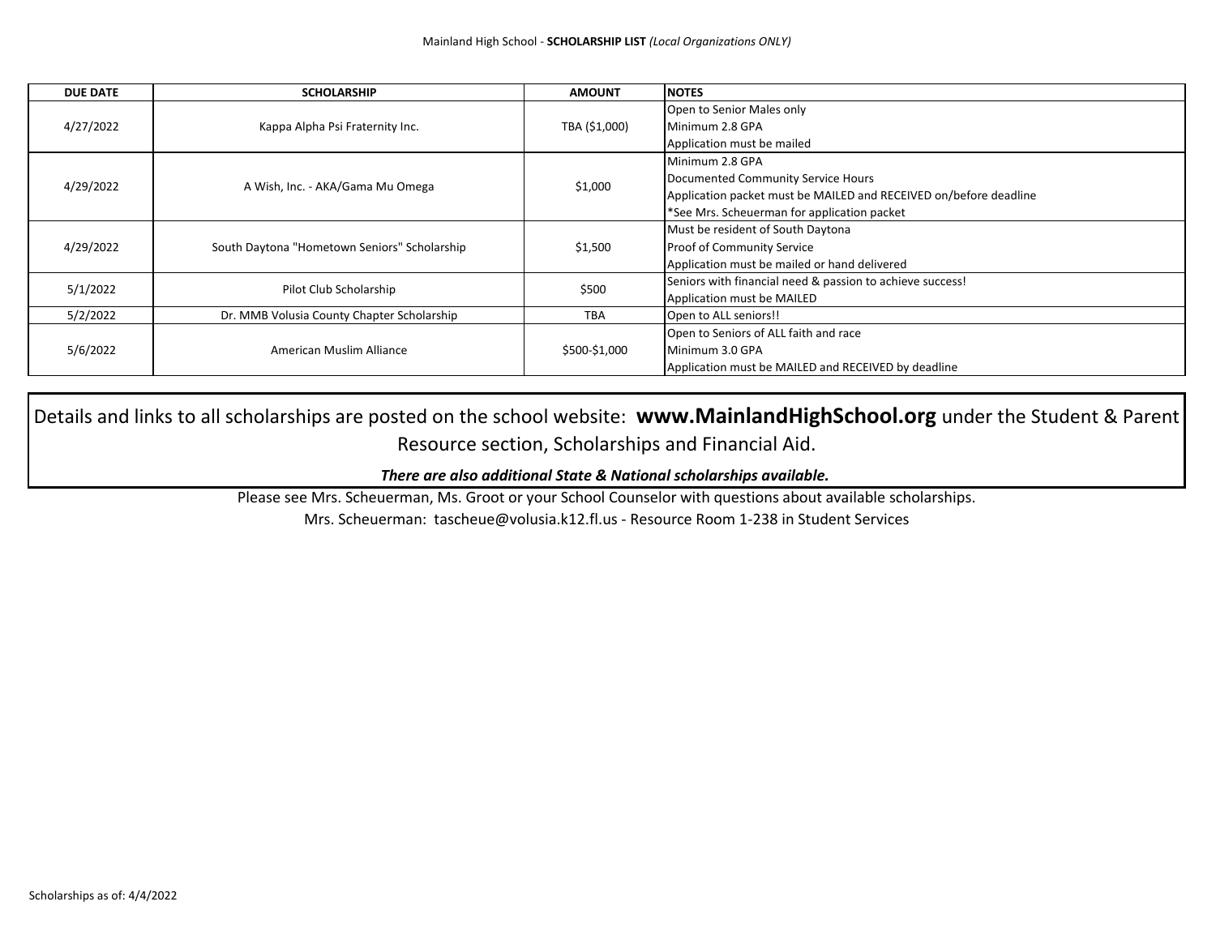Mainland High School - **SCHOLARSHIP LIST** *(Local Organizations ONLY)*

| DUE DATE | SCHOLARSHIP | AMOUNT | NOTES |
|---|---|---|---|
| 4/27/2022 | Kappa Alpha Psi Fraternity Inc. | TBA ($1,000) | Open to Senior Males only<br>Minimum 2.8 GPA<br>Application must be mailed |
| 4/29/2022 | A Wish, Inc. - AKA/Gama Mu Omega | $1,000 | Minimum 2.8 GPA<br>Documented Community Service Hours<br>Application packet must be MAILED and RECEIVED on/before deadline<br>*See Mrs. Scheuerman for application packet |
| 4/29/2022 | South Daytona "Hometown Seniors" Scholarship | $1,500 | Must be resident of South Daytona<br>Proof of Community Service<br>Application must be mailed or hand delivered |
| 5/1/2022 | Pilot Club Scholarship | $500 | Seniors with financial need & passion to achieve success!<br>Application must be MAILED |
| 5/2/2022 | Dr. MMB Volusia County Chapter Scholarship | TBA | Open to ALL seniors!! |
| 5/6/2022 | American Muslim Alliance | $500-$1,000 | Open to Seniors of ALL faith and race<br>Minimum 3.0 GPA<br>Application must be MAILED and RECEIVED by deadline |

Details and links to all scholarships are posted on the school website: **www.MainlandHighSchool.org** under the Student & Parent Resource section, Scholarships and Financial Aid.

***There are also additional State & National scholarships available.***

Please see Mrs. Scheuerman, Ms. Groot or your School Counselor with questions about available scholarships.

Mrs. Scheuerman: tascheue@volusia.k12.fl.us - Resource Room 1-238 in Student Services

Scholarships as of: 4/4/2022